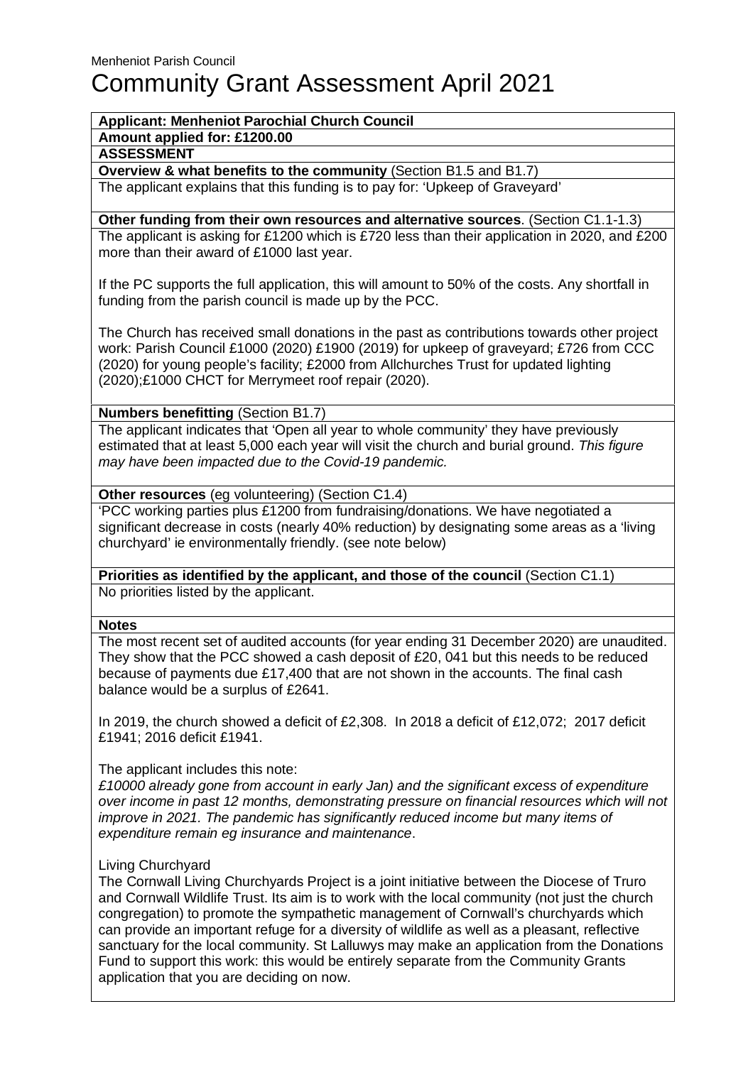Menheniot Parish Council

# Community Grant Assessment April 2021

**Applicant: Menheniot Parochial Church Council**

**Amount applied for: £1200.00**

**ASSESSMENT**

**Overview & what benefits to the community** (Section B1.5 and B1.7)

The applicant explains that this funding is to pay for: 'Upkeep of Graveyard'

**Other funding from their own resources and alternative sources**. (Section C1.1-1.3)

The applicant is asking for £1200 which is £720 less than their application in 2020, and £200 more than their award of £1000 last year.

If the PC supports the full application, this will amount to 50% of the costs. Any shortfall in funding from the parish council is made up by the PCC.

The Church has received small donations in the past as contributions towards other project work: Parish Council £1000 (2020) £1900 (2019) for upkeep of graveyard; £726 from CCC (2020) for young people's facility; £2000 from Allchurches Trust for updated lighting (2020);£1000 CHCT for Merrymeet roof repair (2020).

**Numbers benefitting** (Section B1.7)

The applicant indicates that 'Open all year to whole community' they have previously estimated that at least 5,000 each year will visit the church and burial ground. *This figure may have been impacted due to the Covid-19 pandemic.*

**Other resources** (eg volunteering) (Section C1.4)

'PCC working parties plus £1200 from fundraising/donations. We have negotiated a significant decrease in costs (nearly 40% reduction) by designating some areas as a 'living churchyard' ie environmentally friendly. (see note below)

**Priorities as identified by the applicant, and those of the council** (Section C1.1)

No priorities listed by the applicant.

**Notes**

The most recent set of audited accounts (for year ending 31 December 2020) are unaudited. They show that the PCC showed a cash deposit of £20, 041 but this needs to be reduced because of payments due £17,400 that are not shown in the accounts. The final cash balance would be a surplus of £2641.

In 2019, the church showed a deficit of £2,308. In 2018 a deficit of £12,072; 2017 deficit £1941; 2016 deficit £1941.

The applicant includes this note:

*£10000 already gone from account in early Jan) and the significant excess of expenditure over income in past 12 months, demonstrating pressure on financial resources which will not improve in 2021. The pandemic has significantly reduced income but many items of expenditure remain eg insurance and maintenance*.

Living Churchyard

The Cornwall Living Churchyards Project is a joint initiative between the Diocese of Truro and Cornwall Wildlife Trust. Its aim is to work with the local community (not just the church congregation) to promote the sympathetic management of Cornwall's churchyards which can provide an important refuge for a diversity of wildlife as well as a pleasant, reflective sanctuary for the local community. St Lalluwys may make an application from the Donations Fund to support this work: this would be entirely separate from the Community Grants application that you are deciding on now.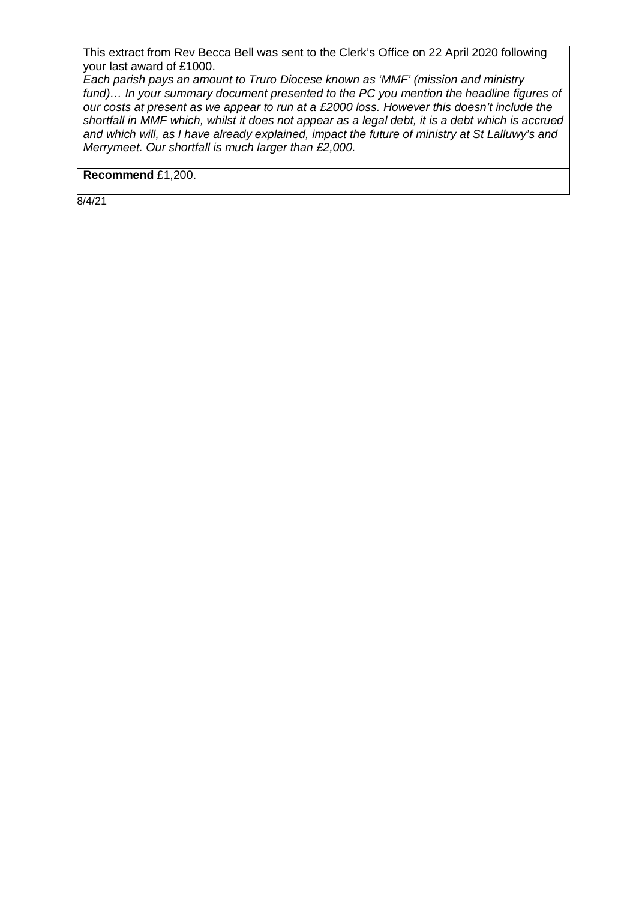This extract from Rev Becca Bell was sent to the Clerk's Office on 22 April 2020 following your last award of £1000.

*Each parish pays an amount to Truro Diocese known as 'MMF' (mission and ministry fund)… In your summary document presented to the PC you mention the headline figures of our costs at present as we appear to run at a £2000 loss. However this doesn't include the shortfall in MMF which, whilst it does not appear as a legal debt, it is a debt which is accrued and which will, as I have already explained, impact the future of ministry at St Lalluwy's and Merrymeet. Our shortfall is much larger than £2,000.*

**Recommend** £1,200.

8/4/21